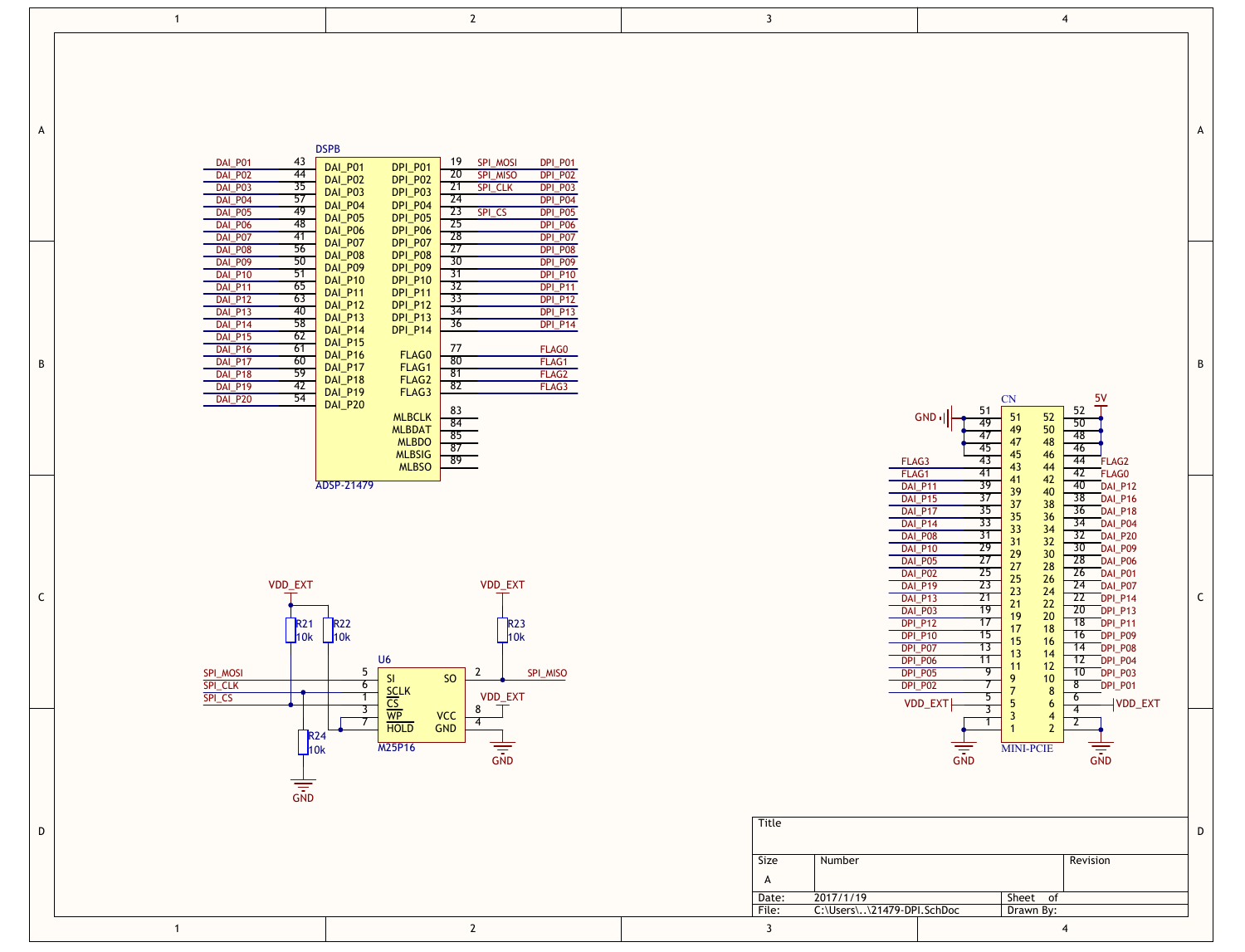**DSPB — ADSP-21479**

| Net | Pin | Signal | Signal | Pin | Net |
|---|---|---|---|---|---|
| DAI_P01 | 43 | DAI_P01 | DPI_P01 | 19 | SPI_MOSI / DPI_P01 |
| DAI_P02 | 44 | DAI_P02 | DPI_P02 | 20 | SPI_MISO / DPI_P02 |
| DAI_P03 | 35 | DAI_P03 | DPI_P03 | 21 | SPI_CLK / DPI_P03 |
| DAI_P04 | 57 | DAI_P04 | DPI_P04 | 24 | DPI_P04 |
| DAI_P05 | 49 | DAI_P05 | DPI_P05 | 23 | SPI_CS / DPI_P05 |
| DAI_P06 | 48 | DAI_P06 | DPI_P06 | 25 | DPI_P06 |
| DAI_P07 | 41 | DAI_P07 | DPI_P07 | 28 | DPI_P07 |
| DAI_P08 | 56 | DAI_P08 | DPI_P08 | 27 | DPI_P08 |
| DAI_P09 | 50 | DAI_P09 | DPI_P09 | 30 | DPI_P09 |
| DAI_P10 | 51 | DAI_P10 | DPI_P10 | 31 | DPI_P10 |
| DAI_P11 | 65 | DAI_P11 | DPI_P11 | 32 | DPI_P11 |
| DAI_P12 | 63 | DAI_P12 | DPI_P12 | 33 | DPI_P12 |
| DAI_P13 | 40 | DAI_P13 | DPI_P13 | 34 | DPI_P13 |
| DAI_P14 | 58 | DAI_P14 | DPI_P14 | 36 | DPI_P14 |
| DAI_P15 | 62 | DAI_P15 | | | |
| DAI_P16 | 61 | DAI_P16 | FLAG0 | 77 | FLAG0 |
| DAI_P17 | 60 | DAI_P17 | FLAG1 | 80 | FLAG1 |
| DAI_P18 | 59 | DAI_P18 | FLAG2 | 81 | FLAG2 |
| DAI_P19 | 42 | DAI_P19 | FLAG3 | 82 | FLAG3 |
| DAI_P20 | 54 | DAI_P20 | | | |
| | | | MLBCLK | 83 | |
| | | | MLBDAT | 84 | |
| | | | MLBDO | 85 | |
| | | | MLBSIG | 87 | |
| | | | MLBSO | 89 | |

**CN — MINI-PCIE**

| Net | Pin | Pin | Net |
|---|---|---|---|
| GND | 51 | 52 | 5V |
| GND | 49 | 50 | 5V |
| GND | 47 | 48 | 5V |
| GND | 45 | 46 | 5V |
| FLAG3 | 43 | 44 | FLAG2 |
| FLAG1 | 41 | 42 | FLAG0 |
| DAI_P11 | 39 | 40 | DAI_P12 |
| DAI_P15 | 37 | 38 | DAI_P16 |
| DAI_P17 | 35 | 36 | DAI_P18 |
| DAI_P14 | 33 | 34 | DAI_P04 |
| DAI_P08 | 31 | 32 | DAI_P20 |
| DAI_P10 | 29 | 30 | DAI_P09 |
| DAI_P05 | 27 | 28 | DAI_P06 |
| DAI_P02 | 25 | 26 | DAI_P01 |
| DAI_P19 | 23 | 24 | DAI_P07 |
| DAI_P13 | 21 | 22 | DPI_P14 |
| DAI_P03 | 19 | 20 | DPI_P13 |
| DPI_P12 | 17 | 18 | DPI_P11 |
| DPI_P10 | 15 | 16 | DPI_P09 |
| DPI_P07 | 13 | 14 | DPI_P08 |
| DPI_P06 | 11 | 12 | DPI_P04 |
| DPI_P05 | 9 | 10 | DPI_P03 |
| DPI_P02 | 7 | 8 | DPI_P01 |
| VDD_EXT | 5 | 6 | VDD_EXT |
| GND | 3 | 4 | GND |
| GND | 1 | 2 | GND |

**U6 — M25P16**

| Net | Pin | Signal | Signal | Pin | Net |
|---|---|---|---|---|---|
| SPI_MOSI | 5 | SI | SO | 2 | SPI_MISO |
| SPI_CLK | 6 | SCLK | VCC | 8 | VDD_EXT |
| SPI_CS | 1 | CS | GND | 4 | GND |
| | 3 | WP | | | |
| | 7 | HOLD | | | |

R21 10k, R22 10k, R23 10k (pull-ups to VDD_EXT); R24 10k (to GND)

| Title | | |
|---|---|---|
| Size: A | Number | Revision |
| Date: 2017/1/19 | | Sheet of |
| File: C:\Users\..\21479-DPI.SchDoc | | Drawn By: |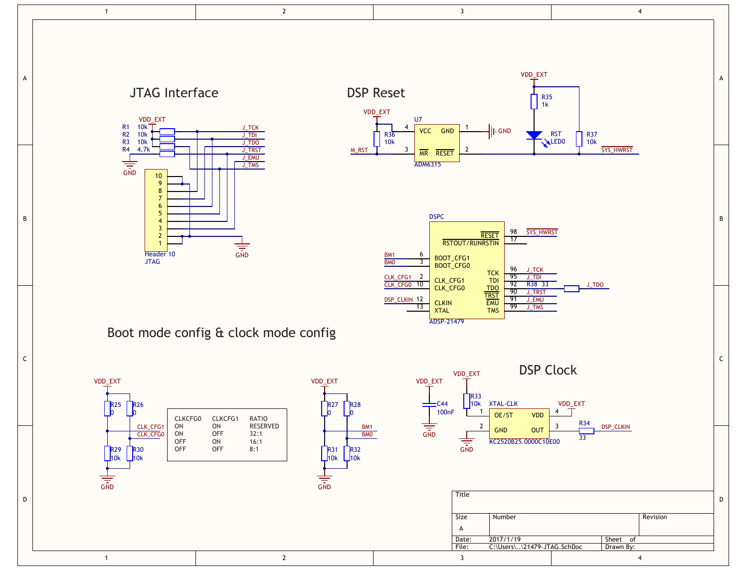## JTAG Interface

VDD_EXT

| Ref | Value | Net |
|---|---|---|
| R1 | 10k | J_TCK |
| R2 | 10k | J_TDI |
| R3 | 10k | J_TDO |
| R4 | 4.7k | J_TRST |
| | | J_EMU |
| | | J_TMS |

GND

Header 10
JTAG
Pins: 10, 9, 8, 7, 6, 5, 4, 3, 2, 1

GND

## DSP Reset

VDD_EXT

R36 10k

U7 ADM6315
- 4 VCC
- 3 MR
- 1 GND
- 2 RESET

M_RST

GND

VDD_EXT

R35 1k

RST LED0

R37 10k

SYS_HWRST

DSPC ADSP-21479

| Pin | Name | Net |
|---|---|---|
| 98 | RESET | SYS_HWRST |
| 17 | RSTOUT/RUNRSTIN | |
| 6 | BOOT_CFG1 | BM1 |
| 3 | BOOT_CFG0 | BM0 |
| 96 | TCK | J_TCK |
| 95 | TDI | J_TDI |
| 92 | TDO | R38 33 → J_TDO |
| 2 | CLK_CFG1 | CLK_CFG1 |
| 10 | CLK_CFG0 | CLK_CFG0 |
| 90 | TRST | J_TRST |
| 91 | EMU | J_EMU |
| 12 | CLKIN | DSP_CLKIN |
| 13 | XTAL | |
| 99 | TMS | J_TMS |

## Boot mode config & clock mode config

VDD_EXT

R25 0, R26 0

CLK_CFG1, CLK_CFG0

R29 10k, R30 10k

GND

| CLKCFG0 | CLKCFG1 | RATIO |
|---|---|---|
| ON | ON | RESERVED |
| ON | OFF | 32:1 |
| OFF | ON | 16:1 |
| OFF | OFF | 8:1 |

VDD_EXT

R27 0, R28 0

BM1, BM0

R31 10k, R32 10k

GND

## DSP Clock

VDD_EXT

C44 100nF

GND

VDD_EXT

R33 10k

XTAL-CLK KC2520B25.0000C10E00
- 1 OE/ST
- 2 GND
- 3 OUT
- 4 VDD

VDD_EXT

GND

R34 33

DSP_CLKIN

| Title | | |
|---|---|---|
| Size: A | Number | Revision |
| Date: 2017/1/19 | | Sheet of |
| File: C:\Users\..\21479-JTAG.SchDoc | | Drawn By: |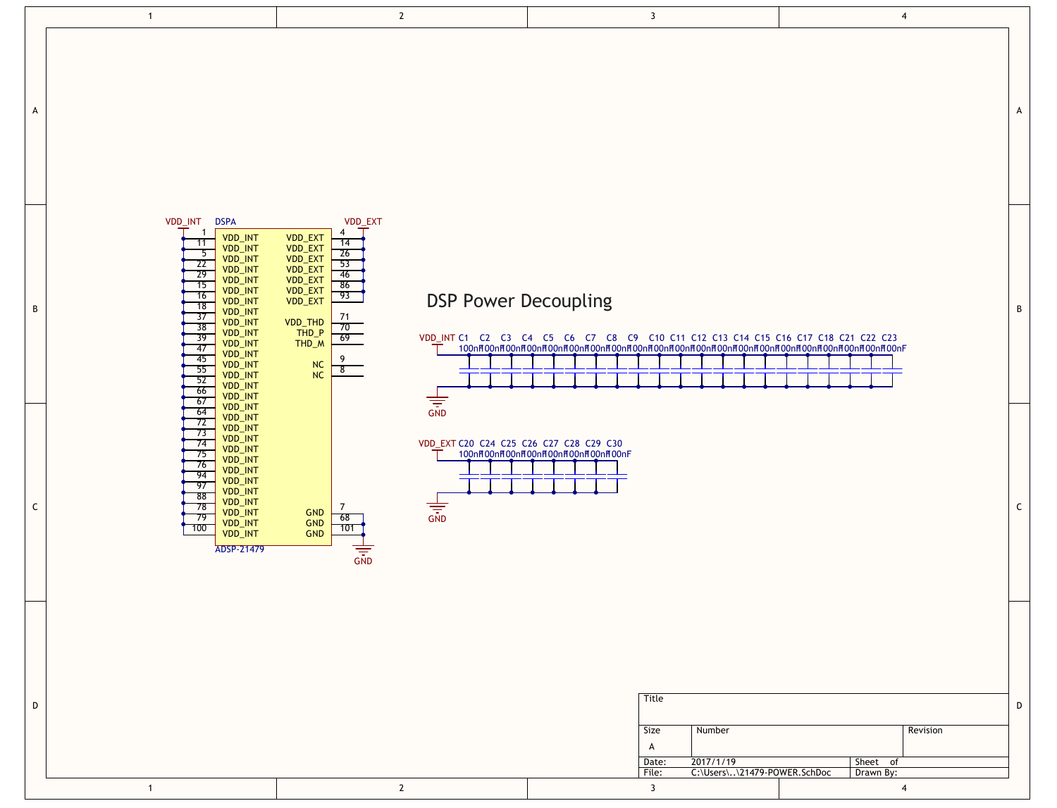# DSP Power Decoupling

**DSPA** — ADSP-21479

| Pin | Left Signal | Right Signal | Pin |
|---|---|---|---|
| 1 | VDD_INT | VDD_EXT | 4 |
| 11 | VDD_INT | VDD_EXT | 14 |
| 5 | VDD_INT | VDD_EXT | 26 |
| 22 | VDD_INT | VDD_EXT | 53 |
| 29 | VDD_INT | VDD_EXT | 46 |
| 15 | VDD_INT | VDD_EXT | 86 |
| 16 | VDD_INT | VDD_EXT | 93 |
| 18 | VDD_INT | | |
| 37 | VDD_INT | VDD_THD | 71 |
| 38 | VDD_INT | THD_P | 70 |
| 39 | VDD_INT | THD_M | 69 |
| 47 | VDD_INT | | |
| 45 | VDD_INT | NC | 9 |
| 55 | VDD_INT | NC | 8 |
| 52 | VDD_INT | | |
| 66 | VDD_INT | | |
| 67 | VDD_INT | | |
| 64 | VDD_INT | | |
| 72 | VDD_INT | | |
| 73 | VDD_INT | | |
| 74 | VDD_INT | | |
| 75 | VDD_INT | | |
| 76 | VDD_INT | | |
| 94 | VDD_INT | | |
| 97 | VDD_INT | | |
| 88 | VDD_INT | | |
| 78 | VDD_INT | GND | 7 |
| 79 | VDD_INT | GND | 68 |
| 100 | VDD_INT | GND | 101 |

VDD_INT: C1, C2, C3, C4, C5, C6, C7, C8, C9, C10, C11, C12, C13, C14, C15, C16, C17, C18, C21, C22, C23 — 100nF each, to GND

VDD_EXT: C20, C24, C25, C26, C27, C28, C29, C30 — 100nF each, to GND

| Title | | |
|---|---|---|
| Size: A | Number | Revision |
| Date: 2017/1/19 | | Sheet of |
| File: C:\Users\..\21479-POWER.SchDoc | | Drawn By: |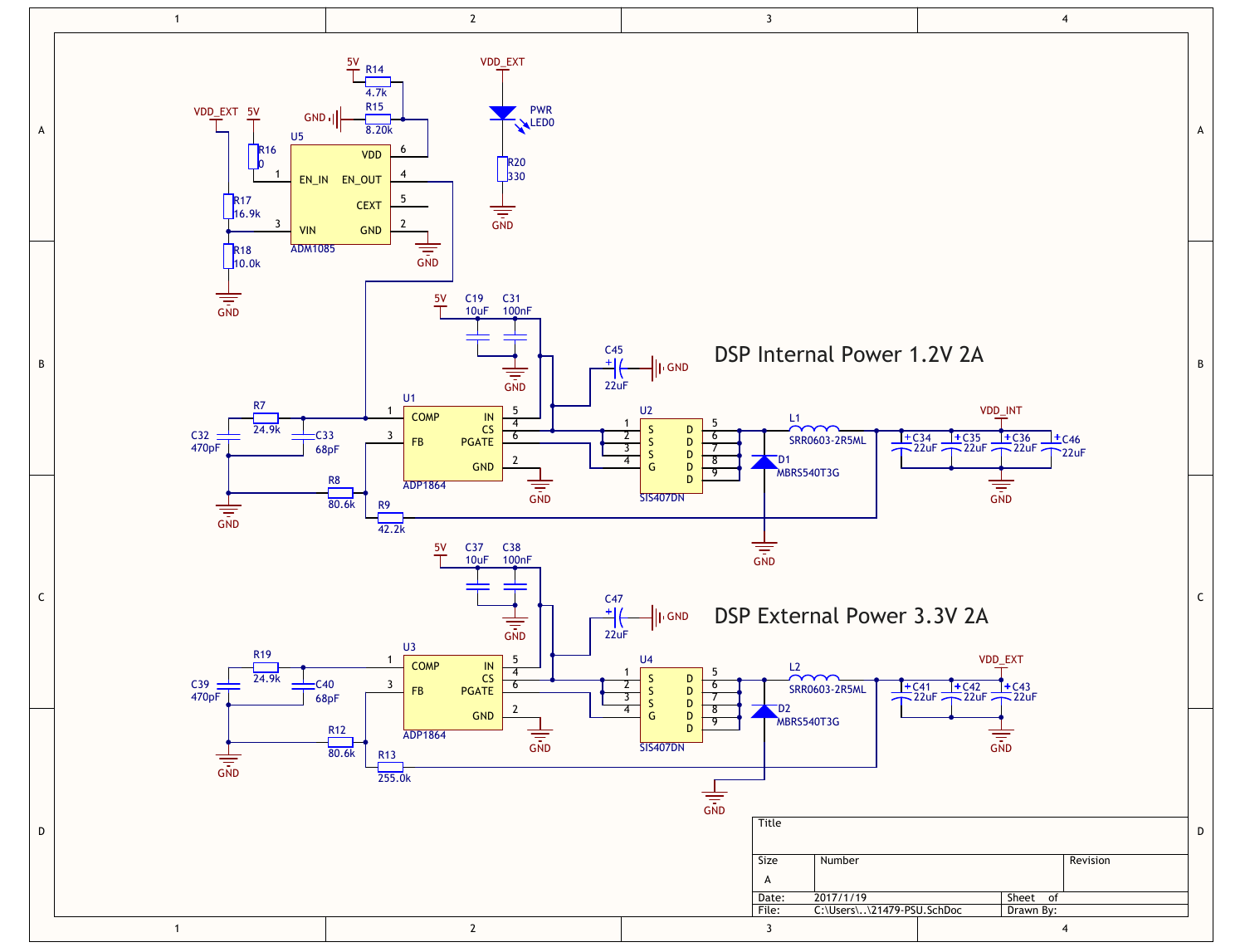## DSP Internal Power 1.2V 2A

## DSP External Power 3.3V 2A

U5 ADM1085: EN_IN (1), VIN (3), VDD (6), EN_OUT (4), CEXT (5), GND (2)

R14 4.7k, R15 8.20k, R16 0, R17 16.9k, R18 10.0k, R20 330, PWR LED0

U1 ADP1864: COMP (1), FB (3), IN (5), CS (4), PGATE (6), GND (2)

U2 SIS407DN, L1 SRR0603-2R5ML, D1 MBRS540T3G

R7 24.9k, R8 80.6k, R9 42.2k, C32 470pF, C33 68pF, C19 10uF, C31 100nF, C45 22uF, C34 22uF, C35 22uF, C36 22uF, C46 22uF, VDD_INT

U3 ADP1864, U4 SIS407DN, L2 SRR0603-2R5ML, D2 MBRS540T3G

R19 24.9k, R12 80.6k, R13 255.0k, C39 470pF, C40 68pF, C37 10uF, C38 100nF, C47 22uF, C41 22uF, C42 22uF, C43 22uF, VDD_EXT

| Title | | |
|---|---|---|
| Size A | Number | Revision |
| Date: 2017/1/19 | | Sheet of |
| File: C:\Users\..\21479-PSU.SchDoc | | Drawn By: |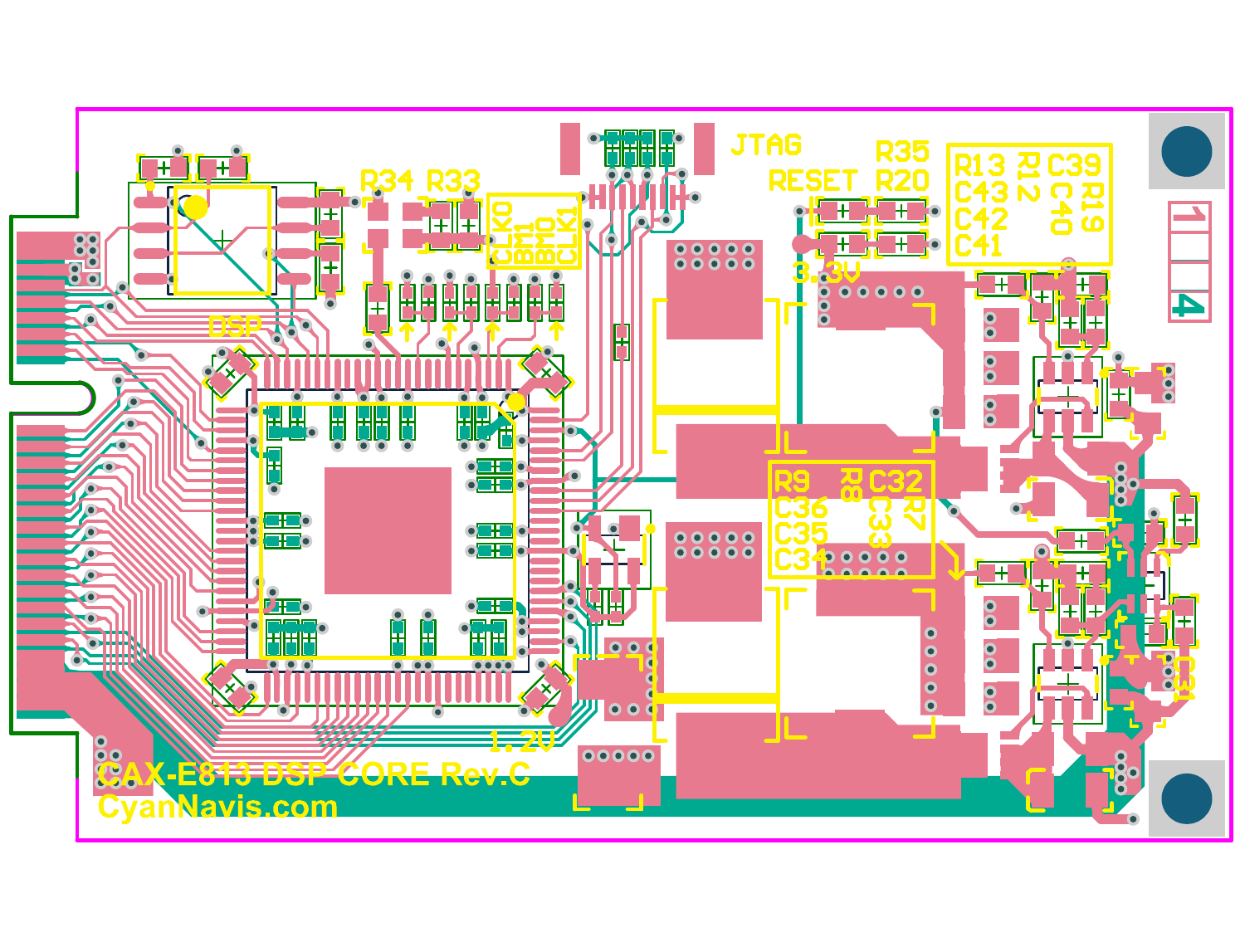JTAG

RESET

R35

R20

R34 R33

CLK0 BM1 BM0 CLK1

R13 R12 C39 R19

C43 C40

C42

C41

3.3V

DSP

R9 R8 C32

C36 C33 R7

C35

C34

1.2V

C31

1

4

CAX-E813 DSP CORE Rev.C

CyanNavis.com